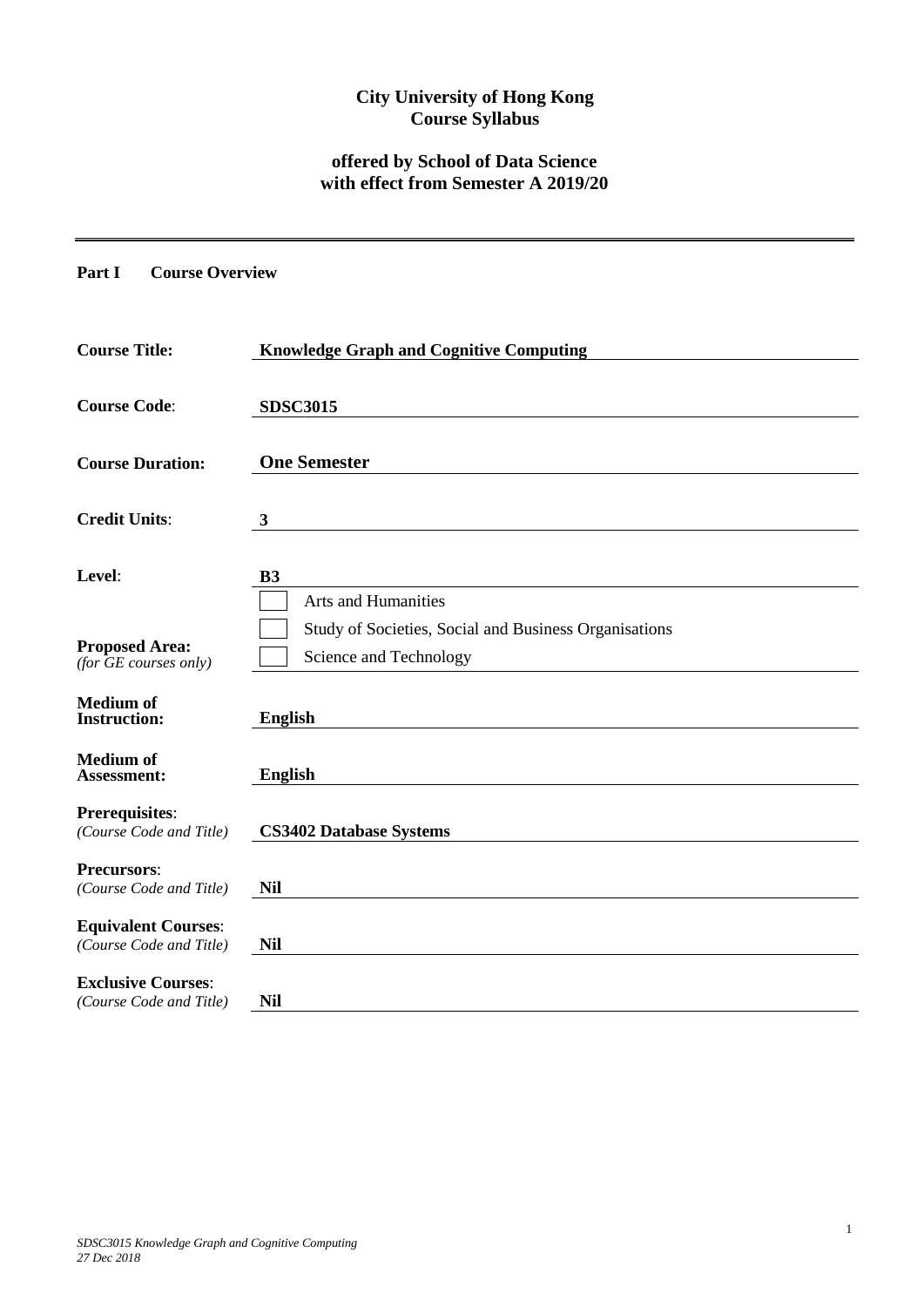**City University of Hong Kong**
**Course Syllabus**

**offered by School of Data Science**
**with effect from Semester A 2019/20**

---

**Part I Course Overview**

| | |
|---|---|
| **Course Title:** | **Knowledge Graph and Cognitive Computing** |
| **Course Code**: | **SDSC3015** |
| **Course Duration:** | **One Semester** |
| **Credit Units**: | **3** |
| **Level**: | **B3** |
| **Proposed Area:** *(for GE courses only)* | ☐ Arts and Humanities<br>☐ Study of Societies, Social and Business Organisations<br>☐ Science and Technology |
| **Medium of Instruction:** | **English** |
| **Medium of Assessment:** | **English** |
| **Prerequisites**: *(Course Code and Title)* | **CS3402 Database Systems** |
| **Precursors**: *(Course Code and Title)* | **Nil** |
| **Equivalent Courses**: *(Course Code and Title)* | **Nil** |
| **Exclusive Courses**: *(Course Code and Title)* | **Nil** |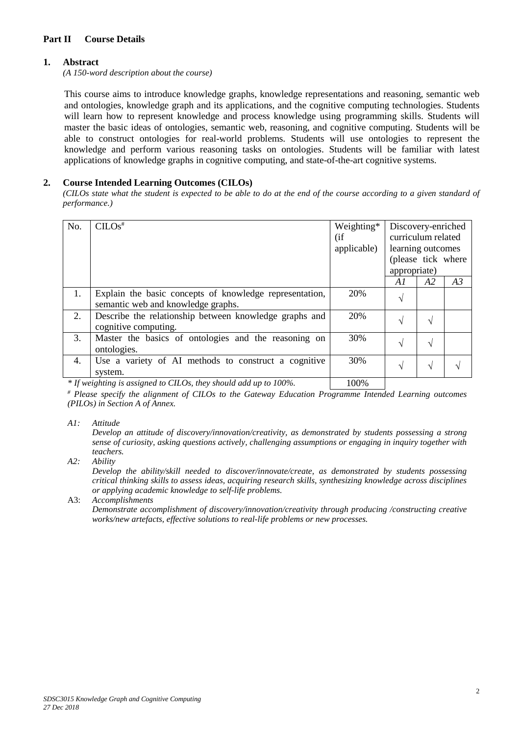**Part II Course Details**

**1. Abstract**

*(A 150-word description about the course)*

This course aims to introduce knowledge graphs, knowledge representations and reasoning, semantic web and ontologies, knowledge graph and its applications, and the cognitive computing technologies. Students will learn how to represent knowledge and process knowledge using programming skills. Students will master the basic ideas of ontologies, semantic web, reasoning, and cognitive computing. Students will be able to construct ontologies for real-world problems. Students will use ontologies to represent the knowledge and perform various reasoning tasks on ontologies. Students will be familiar with latest applications of knowledge graphs in cognitive computing, and state-of-the-art cognitive systems.

**2. Course Intended Learning Outcomes (CILOs)**

*(CILOs state what the student is expected to be able to do at the end of the course according to a given standard of performance.)*

| No. | CILOs[#] | Weighting* (if applicable) | Discovery-enriched curriculum related learning outcomes (please tick where appropriate) | | |
|---|---|---|---|---|---|
| | | | *A1* | *A2* | *A3* |
| 1. | Explain the basic concepts of knowledge representation, semantic web and knowledge graphs. | 20% | √ | | |
| 2. | Describe the relationship between knowledge graphs and cognitive computing. | 20% | √ | √ | |
| 3. | Master the basics of ontologies and the reasoning on ontologies. | 30% | √ | √ | |
| 4. | Use a variety of AI methods to construct a cognitive system. | 30% | √ | √ | √ |
| | *\* If weighting is assigned to CILOs, they should add up to 100%.* | 100% | | | |

[#] *Please specify the alignment of CILOs to the Gateway Education Programme Intended Learning outcomes (PILOs) in Section A of Annex.*

*A1: Attitude*
*Develop an attitude of discovery/innovation/creativity, as demonstrated by students possessing a strong sense of curiosity, asking questions actively, challenging assumptions or engaging in inquiry together with teachers.*

*A2: Ability*
*Develop the ability/skill needed to discover/innovate/create, as demonstrated by students possessing critical thinking skills to assess ideas, acquiring research skills, synthesizing knowledge across disciplines or applying academic knowledge to self-life problems.*

A3: *Accomplishments*
*Demonstrate accomplishment of discovery/innovation/creativity through producing /constructing creative works/new artefacts, effective solutions to real-life problems or new processes.*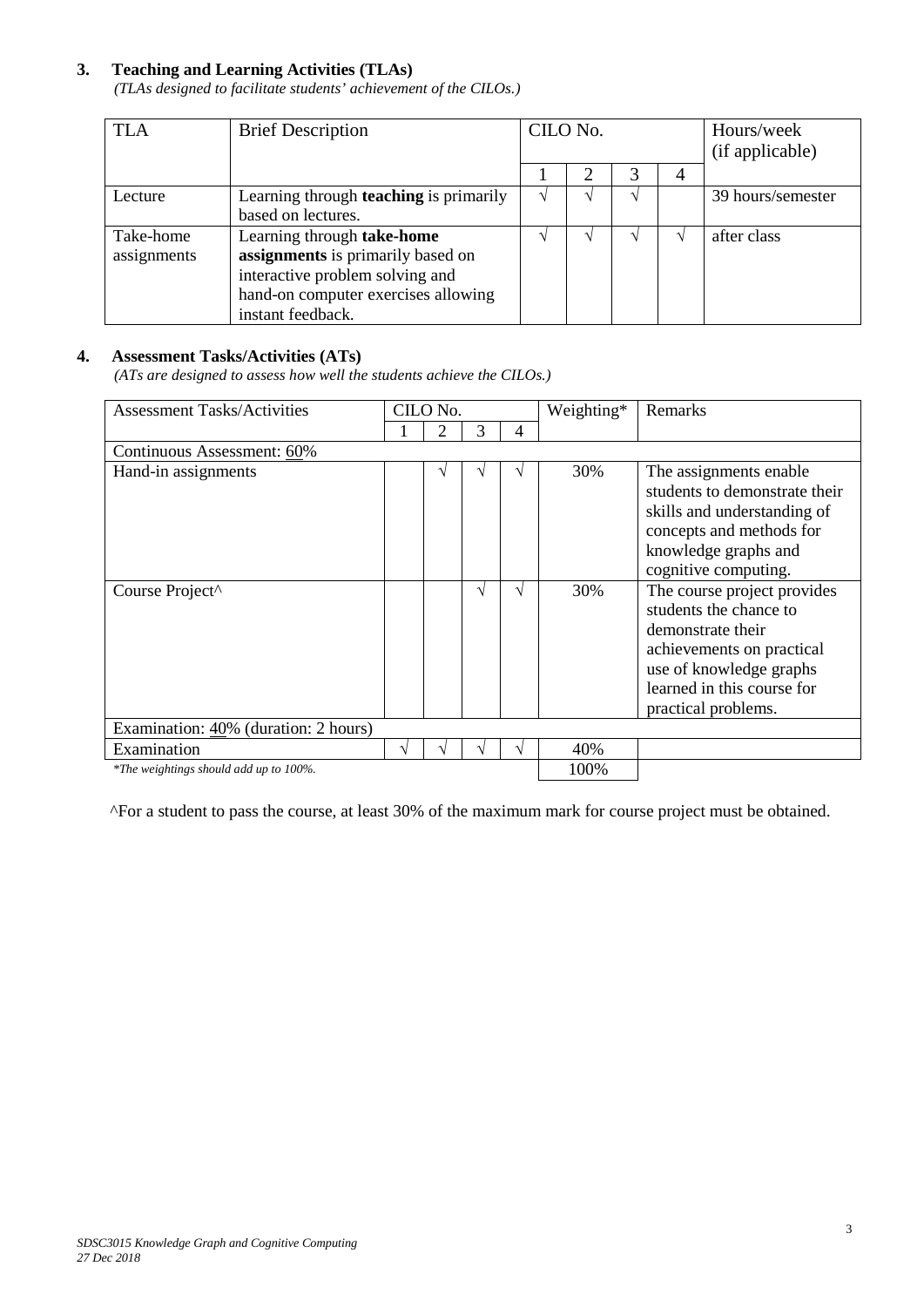## 3. Teaching and Learning Activities (TLAs)

*(TLAs designed to facilitate students' achievement of the CILOs.)*

| TLA | Brief Description | CILO No. | | | | Hours/week (if applicable) |
|---|---|---|---|---|---|---|
| | | 1 | 2 | 3 | 4 | |
| Lecture | Learning through **teaching** is primarily based on lectures. | √ | √ | √ | | 39 hours/semester |
| Take-home assignments | Learning through **take-home assignments** is primarily based on interactive problem solving and hand-on computer exercises allowing instant feedback. | √ | √ | √ | √ | after class |

## 4. Assessment Tasks/Activities (ATs)

*(ATs are designed to assess how well the students achieve the CILOs.)*

| Assessment Tasks/Activities | CILO No. | | | | Weighting* | Remarks |
|---|---|---|---|---|---|---|
| | 1 | 2 | 3 | 4 | | |
| Continuous Assessment: <u>60</u>% | | | | | | |
| Hand-in assignments | | √ | √ | √ | 30% | The assignments enable students to demonstrate their skills and understanding of concepts and methods for knowledge graphs and cognitive computing. |
| Course Project^ | | | √ | √ | 30% | The course project provides students the chance to demonstrate their achievements on practical use of knowledge graphs learned in this course for practical problems. |
| Examination: <u>40</u>% (duration: 2 hours) | | | | | | |
| Examination | √ | √ | √ | √ | 40% | |
| *\*The weightings should add up to 100%.* | | | | | 100% | |

^For a student to pass the course, at least 30% of the maximum mark for course project must be obtained.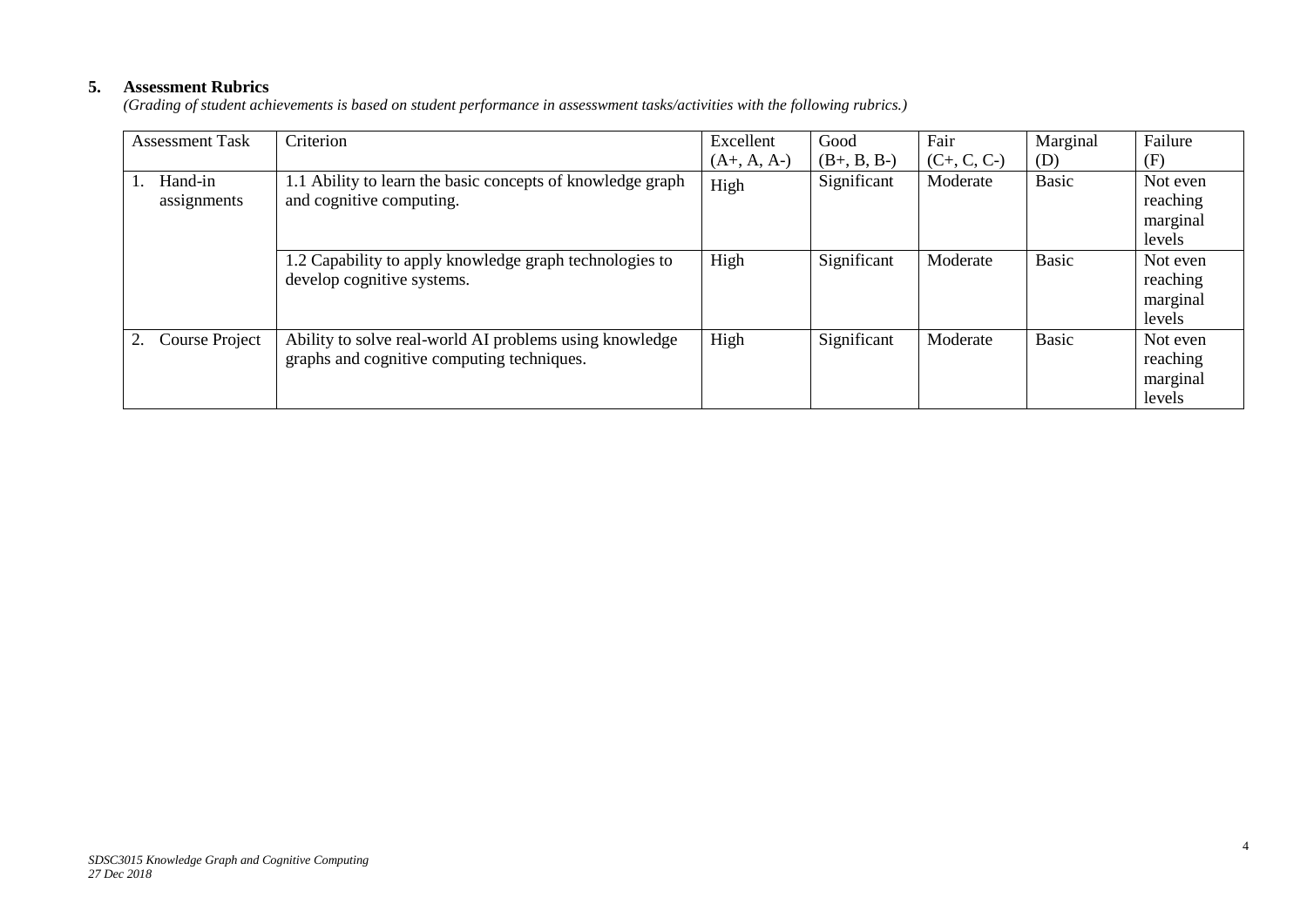## 5. Assessment Rubrics

*(Grading of student achievements is based on student performance in assesswment tasks/activities with the following rubrics.)*

| Assessment Task | Criterion | Excellent (A+, A, A-) | Good (B+, B, B-) | Fair (C+, C, C-) | Marginal (D) | Failure (F) |
|---|---|---|---|---|---|---|
| 1. Hand-in assignments | 1.1 Ability to learn the basic concepts of knowledge graph and cognitive computing. | High | Significant | Moderate | Basic | Not even reaching marginal levels |
| | 1.2 Capability to apply knowledge graph technologies to develop cognitive systems. | High | Significant | Moderate | Basic | Not even reaching marginal levels |
| 2. Course Project | Ability to solve real-world AI problems using knowledge graphs and cognitive computing techniques. | High | Significant | Moderate | Basic | Not even reaching marginal levels |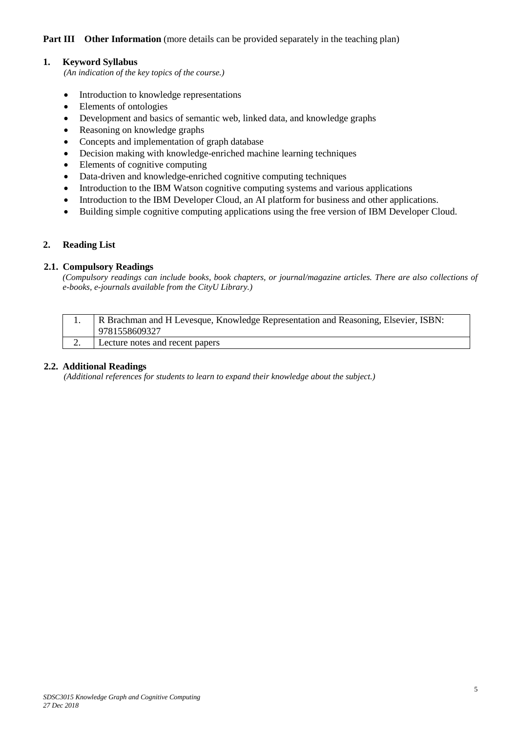**Part III Other Information** (more details can be provided separately in the teaching plan)

## 1. Keyword Syllabus

*(An indication of the key topics of the course.)*

- Introduction to knowledge representations
- Elements of ontologies
- Development and basics of semantic web, linked data, and knowledge graphs
- Reasoning on knowledge graphs
- Concepts and implementation of graph database
- Decision making with knowledge-enriched machine learning techniques
- Elements of cognitive computing
- Data-driven and knowledge-enriched cognitive computing techniques
- Introduction to the IBM Watson cognitive computing systems and various applications
- Introduction to the IBM Developer Cloud, an AI platform for business and other applications.
- Building simple cognitive computing applications using the free version of IBM Developer Cloud.

## 2. Reading List

### 2.1. Compulsory Readings

*(Compulsory readings can include books, book chapters, or journal/magazine articles. There are also collections of e-books, e-journals available from the CityU Library.)*

| | |
|---|---|
| 1. | R Brachman and H Levesque, Knowledge Representation and Reasoning, Elsevier, ISBN: 9781558609327 |
| 2. | Lecture notes and recent papers |

### 2.2. Additional Readings

*(Additional references for students to learn to expand their knowledge about the subject.)*